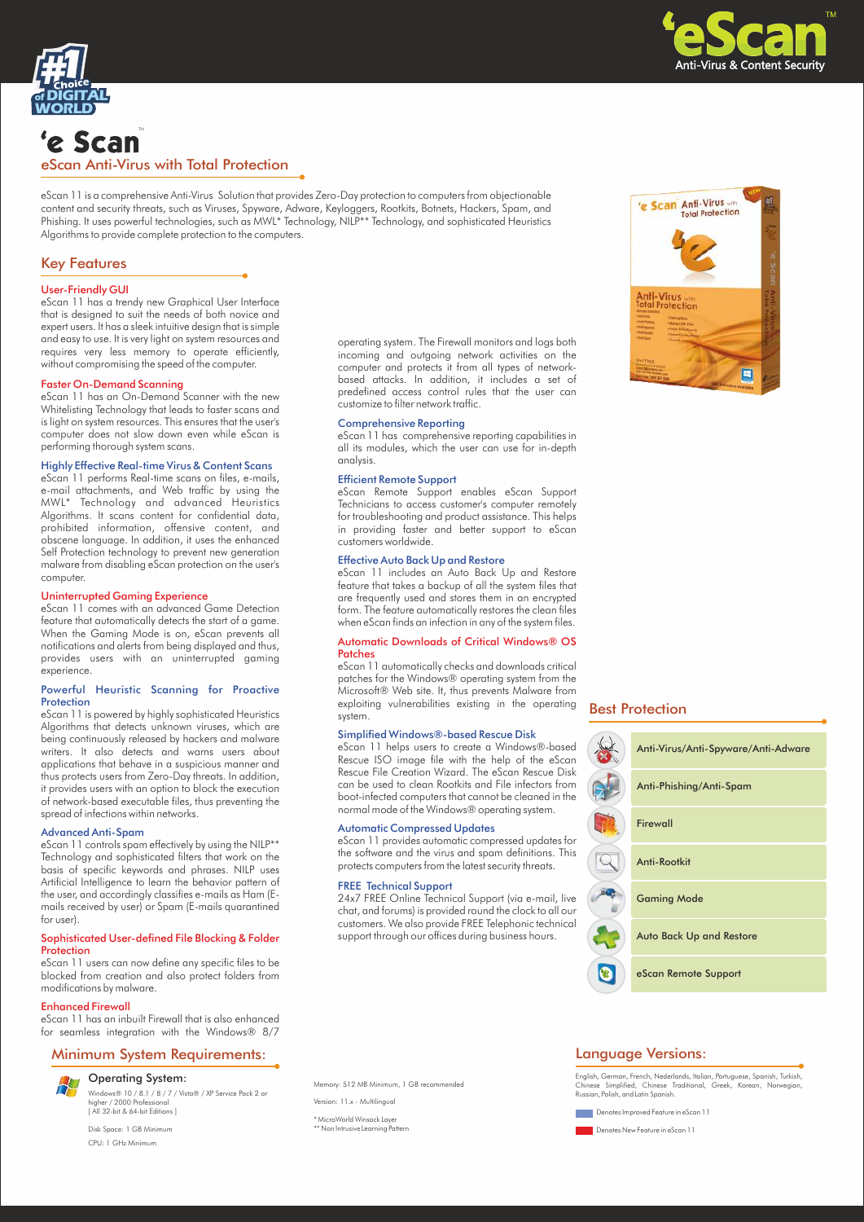# 'e Scan

## eScan Anti-Virus with Total Protection

eScan 11 is a comprehensive Anti-Virus Solution that provides Zero-Day protection to computers from objectionable content and security threats, such as Viruses, Spyware, Adware, Keyloggers, Rootkits, Botnets, Hackers, Spam, and Phishing. It uses powerful technologies, such as MWL* Technology, NILP** Technology, and sophisticated Heuristics Algorithms to provide complete protection to the computers.

## Key Features

### User-Friendly GUI

eScan 11 has a trendy new Graphical User Interface that is designed to suit the needs of both novice and expert users. It has a sleek intuitive design that is simple and easy to use. It is very light on system resources and requires very less memory to operate efficiently, without compromising the speed of the computer.

### Faster On-Demand Scanning

eScan 11 has an On-Demand Scanner with the new Whitelisting Technology that leads to faster scans and is light on system resources. This ensures that the user's computer does not slow down even while eScan is performing thorough system scans.

### Highly Effective Real-time Virus & Content Scans

eScan 11 performs Real-time scans on files, e-mails, e-mail attachments, and Web traffic by using the MWL* Technology and advanced Heuristics Algorithms. It scans content for confidential data, prohibited information, offensive content, and obscene language. In addition, it uses the enhanced Self Protection technology to prevent new generation malware from disabling eScan protection on the user's computer.

### Uninterrupted Gaming Experience

eScan 11 comes with an advanced Game Detection feature that automatically detects the start of a game. When the Gaming Mode is on, eScan prevents all notifications and alerts from being displayed and thus, provides users with an uninterrupted gaming experience.

### Powerful Heuristic Scanning for Proactive Protection

eScan 11 is powered by highly sophisticated Heuristics Algorithms that detects unknown viruses, which are being continuously released by hackers and malware writers. It also detects and warns users about applications that behave in a suspicious manner and thus protects users from Zero-Day threats. In addition, it provides users with an option to block the execution of network-based executable files, thus preventing the spread of infections within networks.

### Advanced Anti-Spam

eScan 11 controls spam effectively by using the NILP** Technology and sophisticated filters that work on the basis of specific keywords and phrases. NILP uses Artificial Intelligence to learn the behavior pattern of the user, and accordingly classifies e-mails as Ham (E-mails received by user) or Spam (E-mails quarantined for user).

### Sophisticated User-defined File Blocking & Folder Protection

eScan 11 users can now define any specific files to be blocked from creation and also protect folders from modifications by malware.

### Enhanced Firewall

eScan 11 has an inbuilt Firewall that is also enhanced for seamless integration with the Windows® 8/7 operating system. The Firewall monitors and logs both incoming and outgoing network activities on the computer and protects it from all types of network-based attacks. In addition, it includes a set of predefined access control rules that the user can customize to filter network traffic.

### Comprehensive Reporting

eScan 11 has comprehensive reporting capabilities in all its modules, which the user can use for in-depth analysis.

### Efficient Remote Support

eScan Remote Support enables eScan Support Technicians to access customer's computer remotely for troubleshooting and product assistance. This helps in providing faster and better support to eScan customers worldwide.

### Effective Auto Back Up and Restore

eScan 11 includes an Auto Back Up and Restore feature that takes a backup of all the system files that are frequently used and stores them in an encrypted form. The feature automatically restores the clean files when eScan finds an infection in any of the system files.

### Automatic Downloads of Critical Windows® OS Patches

eScan 11 automatically checks and downloads critical patches for the Windows® operating system from the Microsoft® Web site. It, thus prevents Malware from exploiting vulnerabilities existing in the operating system.

### Simplified Windows®-based Rescue Disk

eScan 11 helps users to create a Windows®-based Rescue ISO image file with the help of the eScan Rescue File Creation Wizard. The eScan Rescue Disk can be used to clean Rootkits and File infectors from boot-infected computers that cannot be cleaned in the normal mode of the Windows® operating system.

### Automatic Compressed Updates

eScan 11 provides automatic compressed updates for the software and the virus and spam definitions. This protects computers from the latest security threats.

### FREE Technical Support

24x7 FREE Online Technical Support (via e-mail, live chat, and forums) is provided round the clock to all our customers. We also provide FREE Telephonic technical support through our offices during business hours.

## Best Protection

- Anti-Virus/Anti-Spyware/Anti-Adware
- Anti-Phishing/Anti-Spam
- Firewall
- Anti-Rootkit
- Gaming Mode
- Auto Back Up and Restore
- eScan Remote Support

## Minimum System Requirements:

### Operating System:

Windows® 10 / 8.1 / 8 / 7 / Vista® / XP Service Pack 2 or higher / 2000 Professional
[ All 32-bit & 64-bit Editions ]

Disk Space: 1 GB Minimum

CPU: 1 GHz Minimum

Memory: 512 MB Minimum, 1 GB recommended

Version: 11.x - Multilingual

* MicroWorld Winsock Layer
** Non Intrusive Learning Pattern

## Language Versions:

English, German, French, Nederlands, Italian, Portuguese, Spanish, Turkish, Chinese Simplified, Chinese Traditional, Greek, Korean, Norwegian, Russian, Polish, and Latin Spanish.

Denotes Improved Feature in eScan 11

Denotes New Feature in eScan 11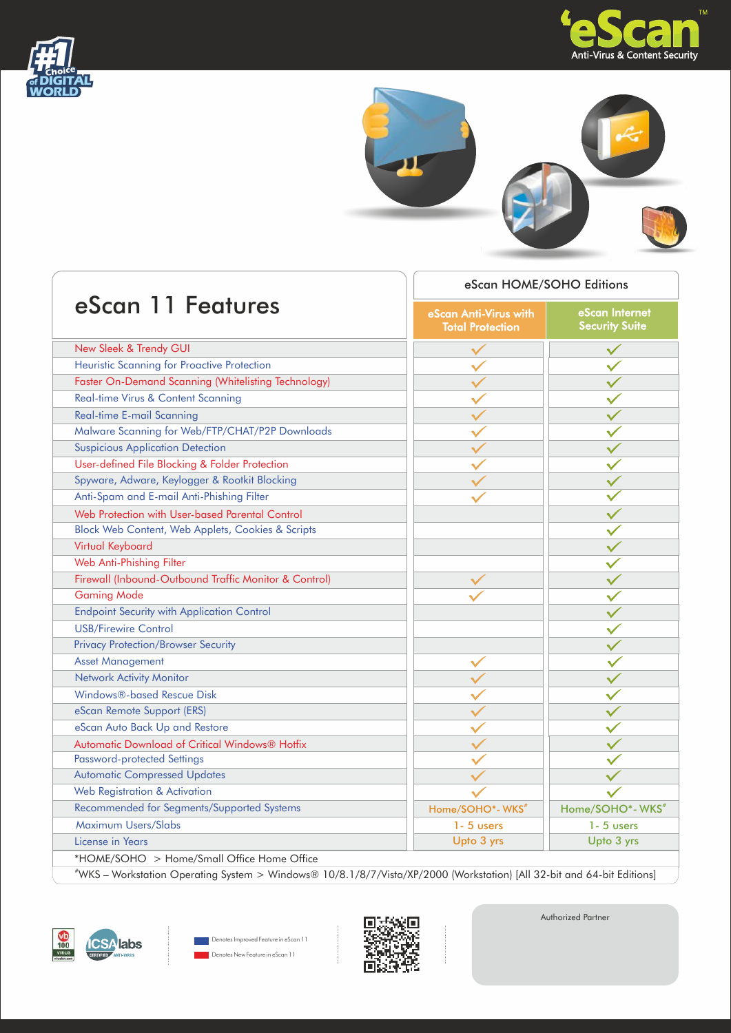# eScan 11 Features

| eScan 11 Features | eScan HOME/SOHO Editions | |
|---|---|---|
| | eScan Anti-Virus with Total Protection | eScan Internet Security Suite |
| New Sleek & Trendy GUI | ✓ | ✓ |
| Heuristic Scanning for Proactive Protection | ✓ | ✓ |
| Faster On-Demand Scanning (Whitelisting Technology) | ✓ | ✓ |
| Real-time Virus & Content Scanning | ✓ | ✓ |
| Real-time E-mail Scanning | ✓ | ✓ |
| Malware Scanning for Web/FTP/CHAT/P2P Downloads | ✓ | ✓ |
| Suspicious Application Detection | ✓ | ✓ |
| User-defined File Blocking & Folder Protection | ✓ | ✓ |
| Spyware, Adware, Keylogger & Rootkit Blocking | ✓ | ✓ |
| Anti-Spam and E-mail Anti-Phishing Filter | ✓ | ✓ |
| Web Protection with User-based Parental Control | | ✓ |
| Block Web Content, Web Applets, Cookies & Scripts | | ✓ |
| Virtual Keyboard | | ✓ |
| Web Anti-Phishing Filter | | ✓ |
| Firewall (Inbound-Outbound Traffic Monitor & Control) | ✓ | ✓ |
| Gaming Mode | ✓ | ✓ |
| Endpoint Security with Application Control | | ✓ |
| USB/Firewire Control | | ✓ |
| Privacy Protection/Browser Security | | ✓ |
| Asset Management | ✓ | ✓ |
| Network Activity Monitor | ✓ | ✓ |
| Windows®-based Rescue Disk | ✓ | ✓ |
| eScan Remote Support (ERS) | ✓ | ✓ |
| eScan Auto Back Up and Restore | ✓ | ✓ |
| Automatic Download of Critical Windows® Hotfix | ✓ | ✓ |
| Password-protected Settings | ✓ | ✓ |
| Automatic Compressed Updates | ✓ | ✓ |
| Web Registration & Activation | ✓ | ✓ |
| Recommended for Segments/Supported Systems | Home/SOHO*- WKS# | Home/SOHO*- WKS# |
| Maximum Users/Slabs | 1- 5 users | 1- 5 users |
| License in Years | Upto 3 yrs | Upto 3 yrs |

*HOME/SOHO > Home/Small Office Home Office

#WKS – Workstation Operating System > Windows® 10/8.1/8/7/Vista/XP/2000 (Workstation) [All 32-bit and 64-bit Editions]

Denotes Improved Feature in eScan 11

Denotes New Feature in eScan 11

Authorized Partner